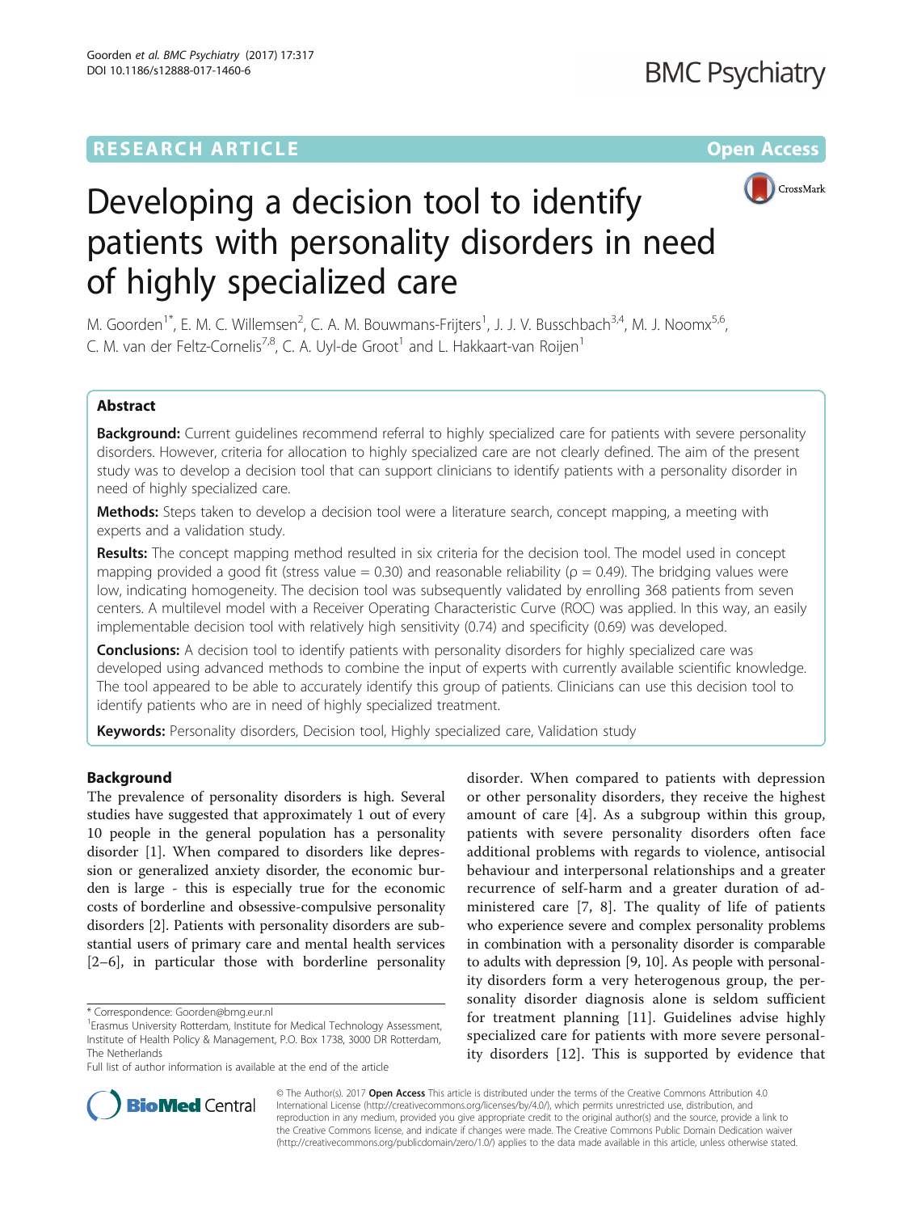RESEARCH ARTICLE

Open Access

# Developing a decision tool to identify patients with personality disorders in need of highly specialized care

M. Goorden[1*], E. M. C. Willemsen[2], C. A. M. Bouwmans-Frijters[1], J. J. V. Busschbach[3,4], M. J. Noomx[5,6], C. M. van der Feltz-Cornelis[7,8], C. A. Uyl-de Groot[1] and L. Hakkaart-van Roijen[1]

## Abstract

**Background:** Current guidelines recommend referral to highly specialized care for patients with severe personality disorders. However, criteria for allocation to highly specialized care are not clearly defined. The aim of the present study was to develop a decision tool that can support clinicians to identify patients with a personality disorder in need of highly specialized care.

**Methods:** Steps taken to develop a decision tool were a literature search, concept mapping, a meeting with experts and a validation study.

**Results:** The concept mapping method resulted in six criteria for the decision tool. The model used in concept mapping provided a good fit (stress value = 0.30) and reasonable reliability (ρ = 0.49). The bridging values were low, indicating homogeneity. The decision tool was subsequently validated by enrolling 368 patients from seven centers. A multilevel model with a Receiver Operating Characteristic Curve (ROC) was applied. In this way, an easily implementable decision tool with relatively high sensitivity (0.74) and specificity (0.69) was developed.

**Conclusions:** A decision tool to identify patients with personality disorders for highly specialized care was developed using advanced methods to combine the input of experts with currently available scientific knowledge. The tool appeared to be able to accurately identify this group of patients. Clinicians can use this decision tool to identify patients who are in need of highly specialized treatment.

**Keywords:** Personality disorders, Decision tool, Highly specialized care, Validation study

## Background

The prevalence of personality disorders is high. Several studies have suggested that approximately 1 out of every 10 people in the general population has a personality disorder [1]. When compared to disorders like depression or generalized anxiety disorder, the economic burden is large - this is especially true for the economic costs of borderline and obsessive-compulsive personality disorders [2]. Patients with personality disorders are substantial users of primary care and mental health services [2–6], in particular those with borderline personality disorder. When compared to patients with depression or other personality disorders, they receive the highest amount of care [4]. As a subgroup within this group, patients with severe personality disorders often face additional problems with regards to violence, antisocial behaviour and interpersonal relationships and a greater recurrence of self-harm and a greater duration of administered care [7, 8]. The quality of life of patients who experience severe and complex personality problems in combination with a personality disorder is comparable to adults with depression [9, 10]. As people with personality disorders form a very heterogenous group, the personality disorder diagnosis alone is seldom sufficient for treatment planning [11]. Guidelines advise highly specialized care for patients with more severe personality disorders [12]. This is supported by evidence that

* Correspondence: Goorden@bmg.eur.nl
[1]Erasmus University Rotterdam, Institute for Medical Technology Assessment, Institute of Health Policy & Management, P.O. Box 1738, 3000 DR Rotterdam, The Netherlands
Full list of author information is available at the end of the article

© The Author(s). 2017 **Open Access** This article is distributed under the terms of the Creative Commons Attribution 4.0 International License (http://creativecommons.org/licenses/by/4.0/), which permits unrestricted use, distribution, and reproduction in any medium, provided you give appropriate credit to the original author(s) and the source, provide a link to the Creative Commons license, and indicate if changes were made. The Creative Commons Public Domain Dedication waiver (http://creativecommons.org/publicdomain/zero/1.0/) applies to the data made available in this article, unless otherwise stated.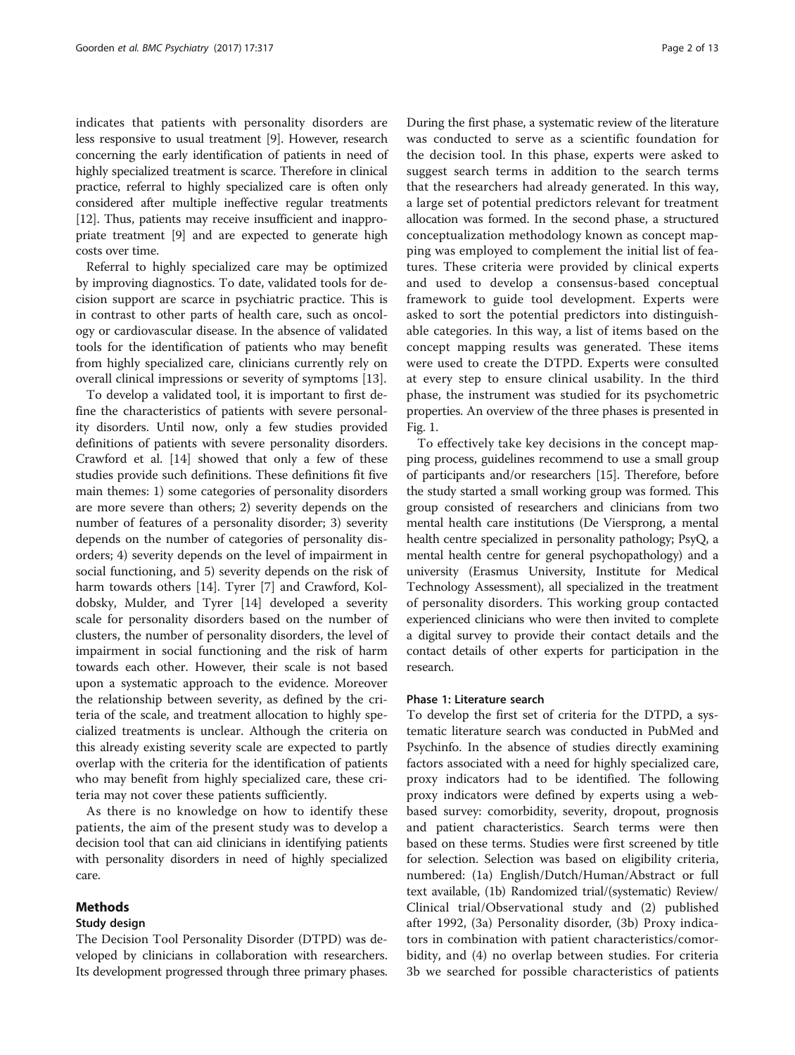indicates that patients with personality disorders are less responsive to usual treatment [9]. However, research concerning the early identification of patients in need of highly specialized treatment is scarce. Therefore in clinical practice, referral to highly specialized care is often only considered after multiple ineffective regular treatments [12]. Thus, patients may receive insufficient and inappropriate treatment [9] and are expected to generate high costs over time.

Referral to highly specialized care may be optimized by improving diagnostics. To date, validated tools for decision support are scarce in psychiatric practice. This is in contrast to other parts of health care, such as oncology or cardiovascular disease. In the absence of validated tools for the identification of patients who may benefit from highly specialized care, clinicians currently rely on overall clinical impressions or severity of symptoms [13].

To develop a validated tool, it is important to first define the characteristics of patients with severe personality disorders. Until now, only a few studies provided definitions of patients with severe personality disorders. Crawford et al. [14] showed that only a few of these studies provide such definitions. These definitions fit five main themes: 1) some categories of personality disorders are more severe than others; 2) severity depends on the number of features of a personality disorder; 3) severity depends on the number of categories of personality disorders; 4) severity depends on the level of impairment in social functioning, and 5) severity depends on the risk of harm towards others [14]. Tyrer [7] and Crawford, Koldobsky, Mulder, and Tyrer [14] developed a severity scale for personality disorders based on the number of clusters, the number of personality disorders, the level of impairment in social functioning and the risk of harm towards each other. However, their scale is not based upon a systematic approach to the evidence. Moreover the relationship between severity, as defined by the criteria of the scale, and treatment allocation to highly specialized treatments is unclear. Although the criteria on this already existing severity scale are expected to partly overlap with the criteria for the identification of patients who may benefit from highly specialized care, these criteria may not cover these patients sufficiently.

As there is no knowledge on how to identify these patients, the aim of the present study was to develop a decision tool that can aid clinicians in identifying patients with personality disorders in need of highly specialized care.

## Methods

### Study design

The Decision Tool Personality Disorder (DTPD) was developed by clinicians in collaboration with researchers. Its development progressed through three primary phases. During the first phase, a systematic review of the literature was conducted to serve as a scientific foundation for the decision tool. In this phase, experts were asked to suggest search terms in addition to the search terms that the researchers had already generated. In this way, a large set of potential predictors relevant for treatment allocation was formed. In the second phase, a structured conceptualization methodology known as concept mapping was employed to complement the initial list of features. These criteria were provided by clinical experts and used to develop a consensus-based conceptual framework to guide tool development. Experts were asked to sort the potential predictors into distinguishable categories. In this way, a list of items based on the concept mapping results was generated. These items were used to create the DTPD. Experts were consulted at every step to ensure clinical usability. In the third phase, the instrument was studied for its psychometric properties. An overview of the three phases is presented in Fig. 1.

To effectively take key decisions in the concept mapping process, guidelines recommend to use a small group of participants and/or researchers [15]. Therefore, before the study started a small working group was formed. This group consisted of researchers and clinicians from two mental health care institutions (De Viersprong, a mental health centre specialized in personality pathology; PsyQ, a mental health centre for general psychopathology) and a university (Erasmus University, Institute for Medical Technology Assessment), all specialized in the treatment of personality disorders. This working group contacted experienced clinicians who were then invited to complete a digital survey to provide their contact details and the contact details of other experts for participation in the research.

### Phase 1: Literature search

To develop the first set of criteria for the DTPD, a systematic literature search was conducted in PubMed and Psychinfo. In the absence of studies directly examining factors associated with a need for highly specialized care, proxy indicators had to be identified. The following proxy indicators were defined by experts using a web-based survey: comorbidity, severity, dropout, prognosis and patient characteristics. Search terms were then based on these terms. Studies were first screened by title for selection. Selection was based on eligibility criteria, numbered: (1a) English/Dutch/Human/Abstract or full text available, (1b) Randomized trial/(systematic) Review/Clinical trial/Observational study and (2) published after 1992, (3a) Personality disorder, (3b) Proxy indicators in combination with patient characteristics/comorbidity, and (4) no overlap between studies. For criteria 3b we searched for possible characteristics of patients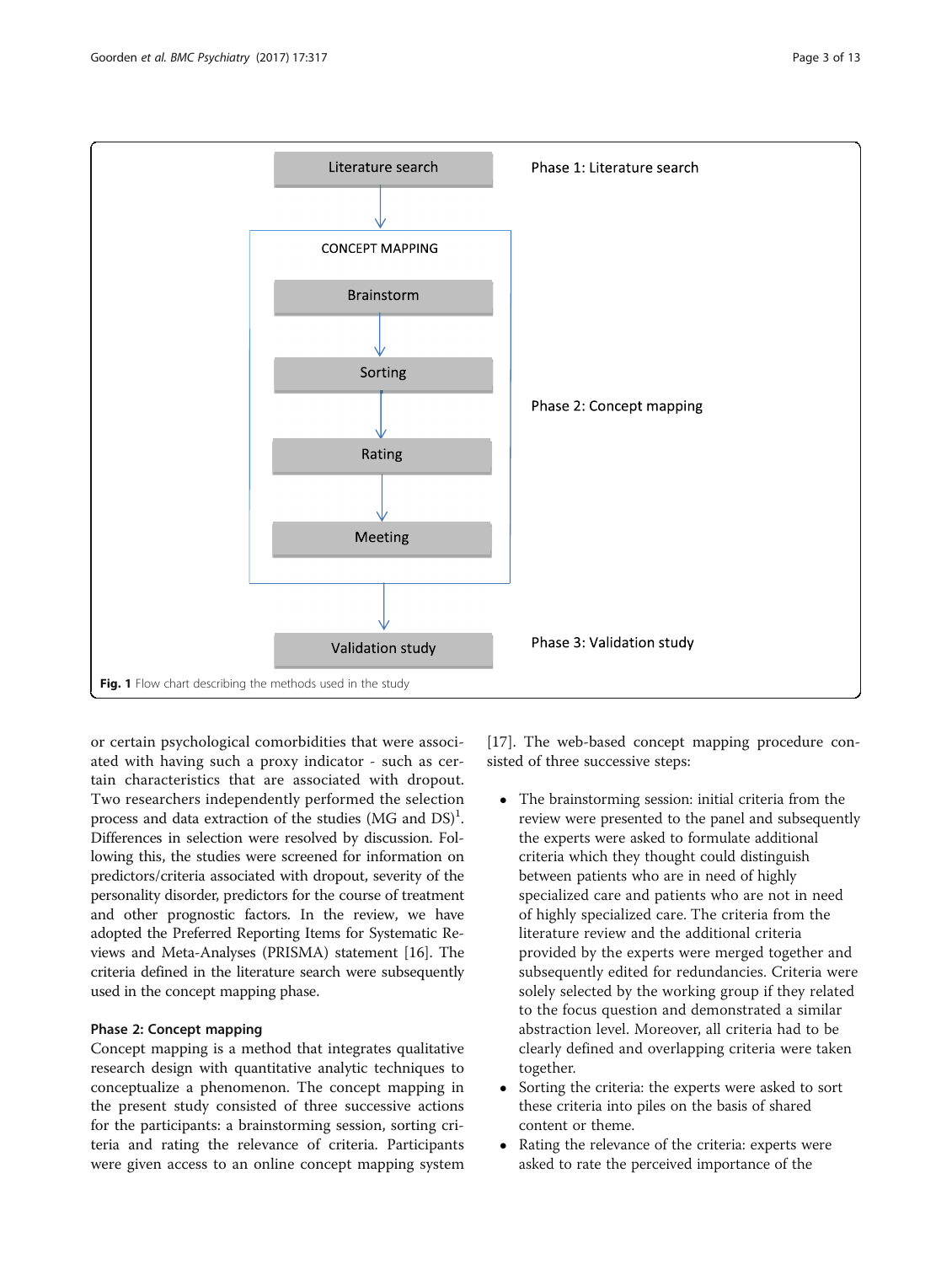Fig. 1 Flow chart describing the methods used in the study

or certain psychological comorbidities that were associated with having such a proxy indicator - such as certain characteristics that are associated with dropout. Two researchers independently performed the selection process and data extraction of the studies (MG and DS)[1]. Differences in selection were resolved by discussion. Following this, the studies were screened for information on predictors/criteria associated with dropout, severity of the personality disorder, predictors for the course of treatment and other prognostic factors. In the review, we have adopted the Preferred Reporting Items for Systematic Reviews and Meta-Analyses (PRISMA) statement [16]. The criteria defined in the literature search were subsequently used in the concept mapping phase.

### Phase 2: Concept mapping

Concept mapping is a method that integrates qualitative research design with quantitative analytic techniques to conceptualize a phenomenon. The concept mapping in the present study consisted of three successive actions for the participants: a brainstorming session, sorting criteria and rating the relevance of criteria. Participants were given access to an online concept mapping system [17]. The web-based concept mapping procedure consisted of three successive steps:

- The brainstorming session: initial criteria from the review were presented to the panel and subsequently the experts were asked to formulate additional criteria which they thought could distinguish between patients who are in need of highly specialized care and patients who are not in need of highly specialized care. The criteria from the literature review and the additional criteria provided by the experts were merged together and subsequently edited for redundancies. Criteria were solely selected by the working group if they related to the focus question and demonstrated a similar abstraction level. Moreover, all criteria had to be clearly defined and overlapping criteria were taken together.
- Sorting the criteria: the experts were asked to sort these criteria into piles on the basis of shared content or theme.
- Rating the relevance of the criteria: experts were asked to rate the perceived importance of the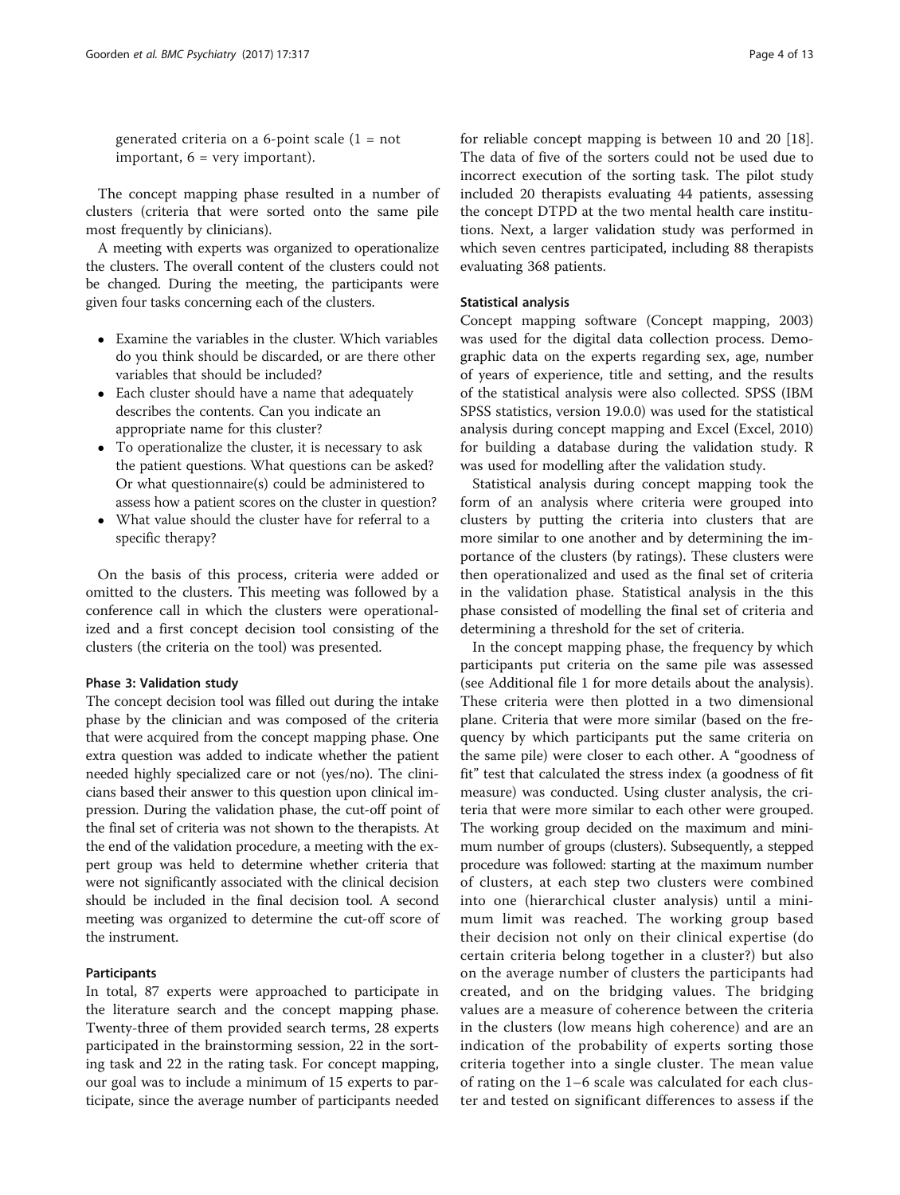generated criteria on a 6-point scale (1 = not important, 6 = very important).

The concept mapping phase resulted in a number of clusters (criteria that were sorted onto the same pile most frequently by clinicians).

A meeting with experts was organized to operationalize the clusters. The overall content of the clusters could not be changed. During the meeting, the participants were given four tasks concerning each of the clusters.

- Examine the variables in the cluster. Which variables do you think should be discarded, or are there other variables that should be included?
- Each cluster should have a name that adequately describes the contents. Can you indicate an appropriate name for this cluster?
- To operationalize the cluster, it is necessary to ask the patient questions. What questions can be asked? Or what questionnaire(s) could be administered to assess how a patient scores on the cluster in question?
- What value should the cluster have for referral to a specific therapy?

On the basis of this process, criteria were added or omitted to the clusters. This meeting was followed by a conference call in which the clusters were operationalized and a first concept decision tool consisting of the clusters (the criteria on the tool) was presented.

#### Phase 3: Validation study

The concept decision tool was filled out during the intake phase by the clinician and was composed of the criteria that were acquired from the concept mapping phase. One extra question was added to indicate whether the patient needed highly specialized care or not (yes/no). The clinicians based their answer to this question upon clinical impression. During the validation phase, the cut-off point of the final set of criteria was not shown to the therapists. At the end of the validation procedure, a meeting with the expert group was held to determine whether criteria that were not significantly associated with the clinical decision should be included in the final decision tool. A second meeting was organized to determine the cut-off score of the instrument.

### Participants

In total, 87 experts were approached to participate in the literature search and the concept mapping phase. Twenty-three of them provided search terms, 28 experts participated in the brainstorming session, 22 in the sorting task and 22 in the rating task. For concept mapping, our goal was to include a minimum of 15 experts to participate, since the average number of participants needed for reliable concept mapping is between 10 and 20 [18]. The data of five of the sorters could not be used due to incorrect execution of the sorting task. The pilot study included 20 therapists evaluating 44 patients, assessing the concept DTPD at the two mental health care institutions. Next, a larger validation study was performed in which seven centres participated, including 88 therapists evaluating 368 patients.

### Statistical analysis

Concept mapping software (Concept mapping, 2003) was used for the digital data collection process. Demographic data on the experts regarding sex, age, number of years of experience, title and setting, and the results of the statistical analysis were also collected. SPSS (IBM SPSS statistics, version 19.0.0) was used for the statistical analysis during concept mapping and Excel (Excel, 2010) for building a database during the validation study. R was used for modelling after the validation study.

Statistical analysis during concept mapping took the form of an analysis where criteria were grouped into clusters by putting the criteria into clusters that are more similar to one another and by determining the importance of the clusters (by ratings). These clusters were then operationalized and used as the final set of criteria in the validation phase. Statistical analysis in the this phase consisted of modelling the final set of criteria and determining a threshold for the set of criteria.

In the concept mapping phase, the frequency by which participants put criteria on the same pile was assessed (see Additional file 1 for more details about the analysis). These criteria were then plotted in a two dimensional plane. Criteria that were more similar (based on the frequency by which participants put the same criteria on the same pile) were closer to each other. A "goodness of fit" test that calculated the stress index (a goodness of fit measure) was conducted. Using cluster analysis, the criteria that were more similar to each other were grouped. The working group decided on the maximum and minimum number of groups (clusters). Subsequently, a stepped procedure was followed: starting at the maximum number of clusters, at each step two clusters were combined into one (hierarchical cluster analysis) until a minimum limit was reached. The working group based their decision not only on their clinical expertise (do certain criteria belong together in a cluster?) but also on the average number of clusters the participants had created, and on the bridging values. The bridging values are a measure of coherence between the criteria in the clusters (low means high coherence) and are an indication of the probability of experts sorting those criteria together into a single cluster. The mean value of rating on the 1–6 scale was calculated for each cluster and tested on significant differences to assess if the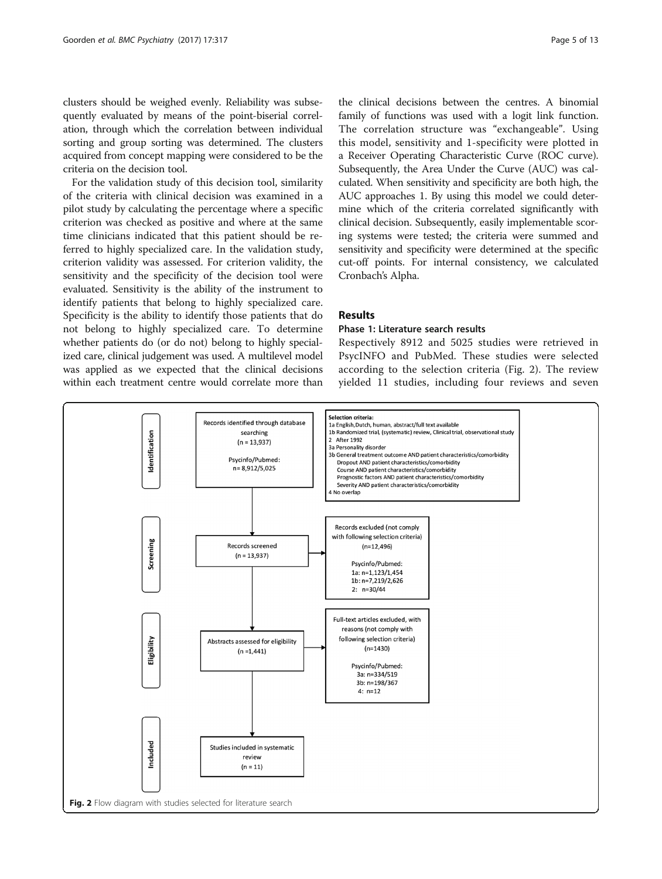clusters should be weighed evenly. Reliability was subsequently evaluated by means of the point-biserial correlation, through which the correlation between individual sorting and group sorting was determined. The clusters acquired from concept mapping were considered to be the criteria on the decision tool.

For the validation study of this decision tool, similarity of the criteria with clinical decision was examined in a pilot study by calculating the percentage where a specific criterion was checked as positive and where at the same time clinicians indicated that this patient should be referred to highly specialized care. In the validation study, criterion validity was assessed. For criterion validity, the sensitivity and the specificity of the decision tool were evaluated. Sensitivity is the ability of the instrument to identify patients that belong to highly specialized care. Specificity is the ability to identify those patients that do not belong to highly specialized care. To determine whether patients do (or do not) belong to highly specialized care, clinical judgement was used. A multilevel model was applied as we expected that the clinical decisions within each treatment centre would correlate more than the clinical decisions between the centres. A binomial family of functions was used with a logit link function. The correlation structure was "exchangeable". Using this model, sensitivity and 1-specificity were plotted in a Receiver Operating Characteristic Curve (ROC curve). Subsequently, the Area Under the Curve (AUC) was calculated. When sensitivity and specificity are both high, the AUC approaches 1. By using this model we could determine which of the criteria correlated significantly with clinical decision. Subsequently, easily implementable scoring systems were tested; the criteria were summed and sensitivity and specificity were determined at the specific cut-off points. For internal consistency, we calculated Cronbach's Alpha.

## Results

### Phase 1: Literature search results

Respectively 8912 and 5025 studies were retrieved in PsycINFO and PubMed. These studies were selected according to the selection criteria (Fig. 2). The review yielded 11 studies, including four reviews and seven

**Identification**

Records identified through database searching (n = 13,937)

Psycinfo/Pubmed: n= 8,912/5,025

Selection criteria:
1a English, Dutch, human, abstract/full text available
1b Randomized trial, (systematic) review, Clinical trial, observational study
2 After 1992
3a Personality disorder
3b General treatment outcome AND patient characteristics/comorbidity
Dropout AND patient characteristics/comorbidity
Course AND patient characteristics/comorbidity
Prognostic factors AND patient characteristics/comorbidity
Severity AND patient characteristics/comorbidity
4 No overlap

**Screening**

Records screened (n = 13,937)

Records excluded (not comply with following selection criteria) (n=12,496)

Psycinfo/Pubmed:
1a: n=1,123/1,454
1b: n=7,219/2,626
2: n=30/44

**Eligibility**

Abstracts assessed for eligibility (n =1,441)

Full-text articles excluded, with reasons (not comply with following selection criteria) (n=1430)

Psycinfo/Pubmed:
3a: n=334/519
3b: n=198/367
4: n=12

**Included**

Studies included in systematic review (n = 11)

**Fig. 2** Flow diagram with studies selected for literature search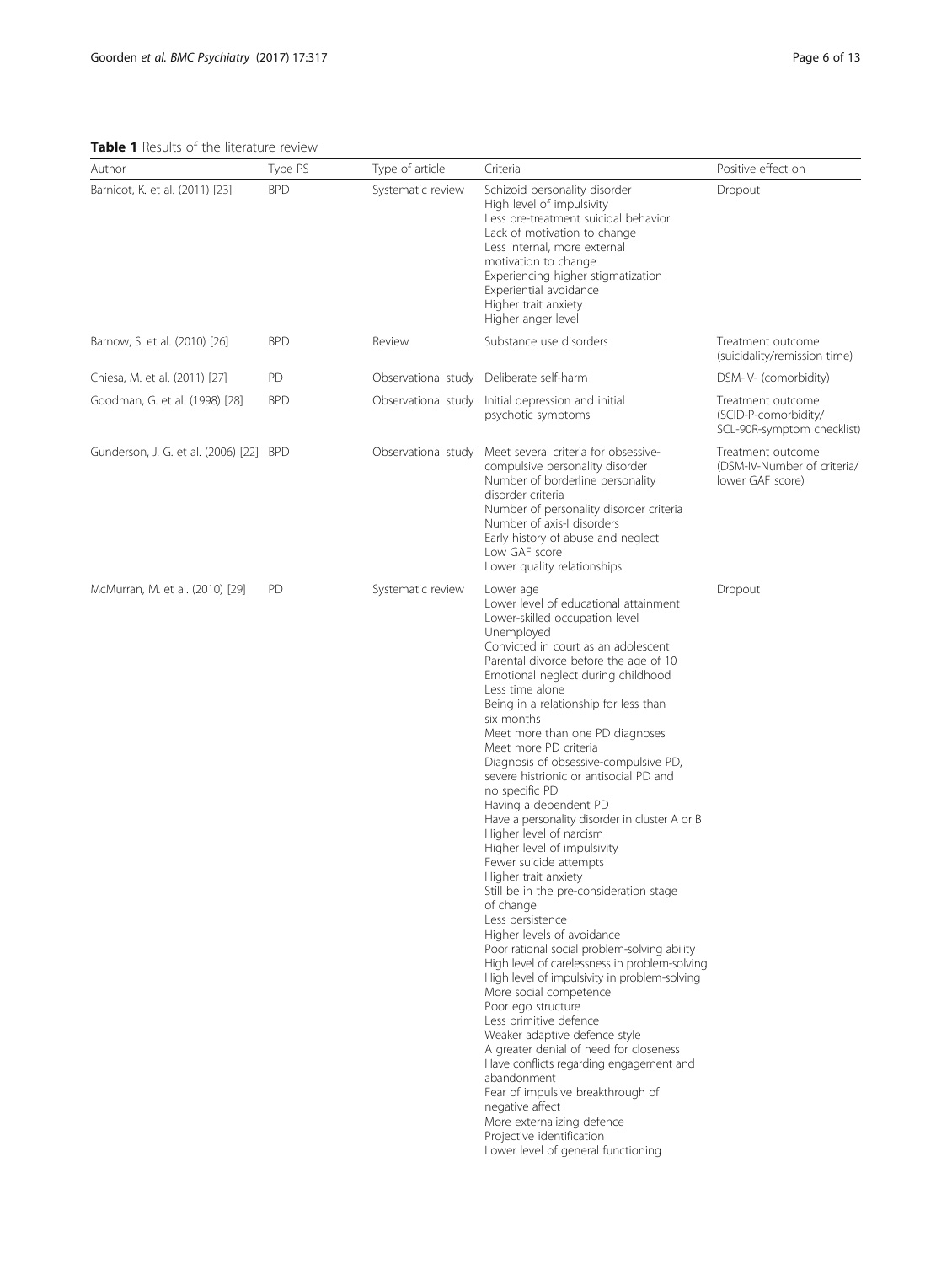**Table 1** Results of the literature review

| Author | Type PS | Type of article | Criteria | Positive effect on |
|---|---|---|---|---|
| Barnicot, K. et al. (2011) [23] | BPD | Systematic review | Schizoid personality disorder<br>High level of impulsivity<br>Less pre-treatment suicidal behavior<br>Lack of motivation to change<br>Less internal, more external motivation to change<br>Experiencing higher stigmatization<br>Experiential avoidance<br>Higher trait anxiety<br>Higher anger level | Dropout |
| Barnow, S. et al. (2010) [26] | BPD | Review | Substance use disorders | Treatment outcome (suicidality/remission time) |
| Chiesa, M. et al. (2011) [27] | PD | Observational study | Deliberate self-harm | DSM-IV- (comorbidity) |
| Goodman, G. et al. (1998) [28] | BPD | Observational study | Initial depression and initial psychotic symptoms | Treatment outcome (SCID-P-comorbidity/ SCL-90R-symptom checklist) |
| Gunderson, J. G. et al. (2006) [22] | BPD | Observational study | Meet several criteria for obsessive-compulsive personality disorder<br>Number of borderline personality disorder criteria<br>Number of personality disorder criteria<br>Number of axis-I disorders<br>Early history of abuse and neglect<br>Low GAF score<br>Lower quality relationships | Treatment outcome (DSM-IV-Number of criteria/ lower GAF score) |
| McMurran, M. et al. (2010) [29] | PD | Systematic review | Lower age<br>Lower level of educational attainment<br>Lower-skilled occupation level<br>Unemployed<br>Convicted in court as an adolescent<br>Parental divorce before the age of 10<br>Emotional neglect during childhood<br>Less time alone<br>Being in a relationship for less than six months<br>Meet more than one PD diagnoses<br>Meet more PD criteria<br>Diagnosis of obsessive-compulsive PD, severe histrionic or antisocial PD and no specific PD<br>Having a dependent PD<br>Have a personality disorder in cluster A or B<br>Higher level of narcism<br>Higher level of impulsivity<br>Fewer suicide attempts<br>Higher trait anxiety<br>Still be in the pre-consideration stage of change<br>Less persistence<br>Higher levels of avoidance<br>Poor rational social problem-solving ability<br>High level of carelessness in problem-solving<br>High level of impulsivity in problem-solving<br>More social competence<br>Poor ego structure<br>Less primitive defence<br>Weaker adaptive defence style<br>A greater denial of need for closeness<br>Have conflicts regarding engagement and abandonment<br>Fear of impulsive breakthrough of negative affect<br>More externalizing defence<br>Projective identification<br>Lower level of general functioning | Dropout |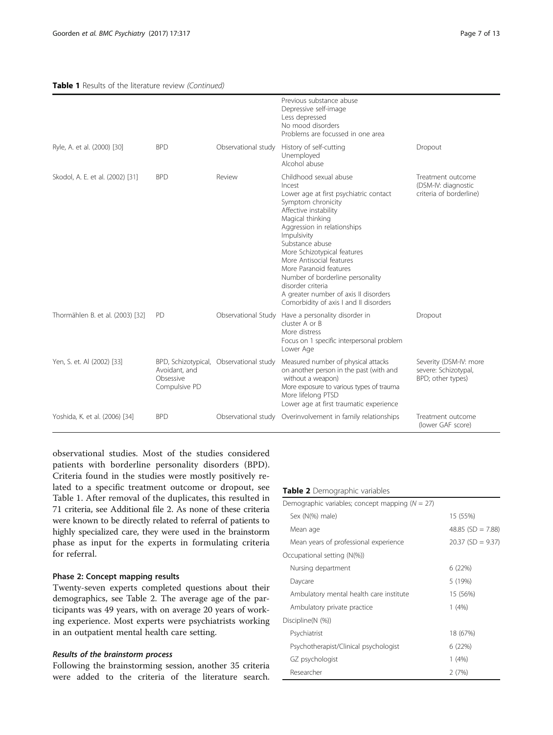**Table 1** Results of the literature review *(Continued)*

| | | | | |
|---|---|---|---|---|
| | | | Previous substance abuse<br>Depressive self-image<br>Less depressed<br>No mood disorders<br>Problems are focussed in one area | |
| Ryle, A. et al. (2000) [30] | BPD | Observational study | History of self-cutting<br>Unemployed<br>Alcohol abuse | Dropout |
| Skodol, A. E. et al. (2002) [31] | BPD | Review | Childhood sexual abuse<br>Incest<br>Lower age at first psychiatric contact<br>Symptom chronicity<br>Affective instability<br>Magical thinking<br>Aggression in relationships<br>Impulsivity<br>Substance abuse<br>More Schizotypical features<br>More Antisocial features<br>More Paranoid features<br>Number of borderline personality disorder criteria<br>A greater number of axis II disorders<br>Comorbidity of axis I and II disorders | Treatment outcome (DSM-IV: diagnostic criteria of borderline) |
| Thormählen B. et al. (2003) [32] | PD | Observational Study | Have a personality disorder in cluster A or B<br>More distress<br>Focus on 1 specific interpersonal problem<br>Lower Age | Dropout |
| Yen, S. et. Al (2002) [33] | BPD, Schizotypical, Avoidant, and Obsessive Compulsive PD | Observational study | Measured number of physical attacks on another person in the past (with and without a weapon)<br>More exposure to various types of trauma<br>More lifelong PTSD<br>Lower age at first traumatic experience | Severity (DSM-IV: more severe: Schizotypal, BPD; other types) |
| Yoshida, K. et al. (2006) [34] | BPD | Observational study | Overinvolvement in family relationships | Treatment outcome (lower GAF score) |

observational studies. Most of the studies considered patients with borderline personality disorders (BPD). Criteria found in the studies were mostly positively related to a specific treatment outcome or dropout, see Table 1. After removal of the duplicates, this resulted in 71 criteria, see Additional file 2. As none of these criteria were known to be directly related to referral of patients to highly specialized care, they were used in the brainstorm phase as input for the experts in formulating criteria for referral.

### Phase 2: Concept mapping results

Twenty-seven experts completed questions about their demographics, see Table 2. The average age of the participants was 49 years, with on average 20 years of working experience. Most experts were psychiatrists working in an outpatient mental health care setting.

#### *Results of the brainstorm process*

Following the brainstorming session, another 35 criteria were added to the criteria of the literature search.

**Table 2** Demographic variables

| Demographic variables; concept mapping (N = 27) | |
|---|---|
| Sex (N(%) male) | 15 (55%) |
| Mean age | 48.85 (SD = 7.88) |
| Mean years of professional experience | 20.37 (SD = 9.37) |
| Occupational setting (N(%)) | |
| Nursing department | 6 (22%) |
| Daycare | 5 (19%) |
| Ambulatory mental health care institute | 15 (56%) |
| Ambulatory private practice | 1 (4%) |
| Discipline(N (%)) | |
| Psychiatrist | 18 (67%) |
| Psychotherapist/Clinical psychologist | 6 (22%) |
| GZ psychologist | 1 (4%) |
| Researcher | 2 (7%) |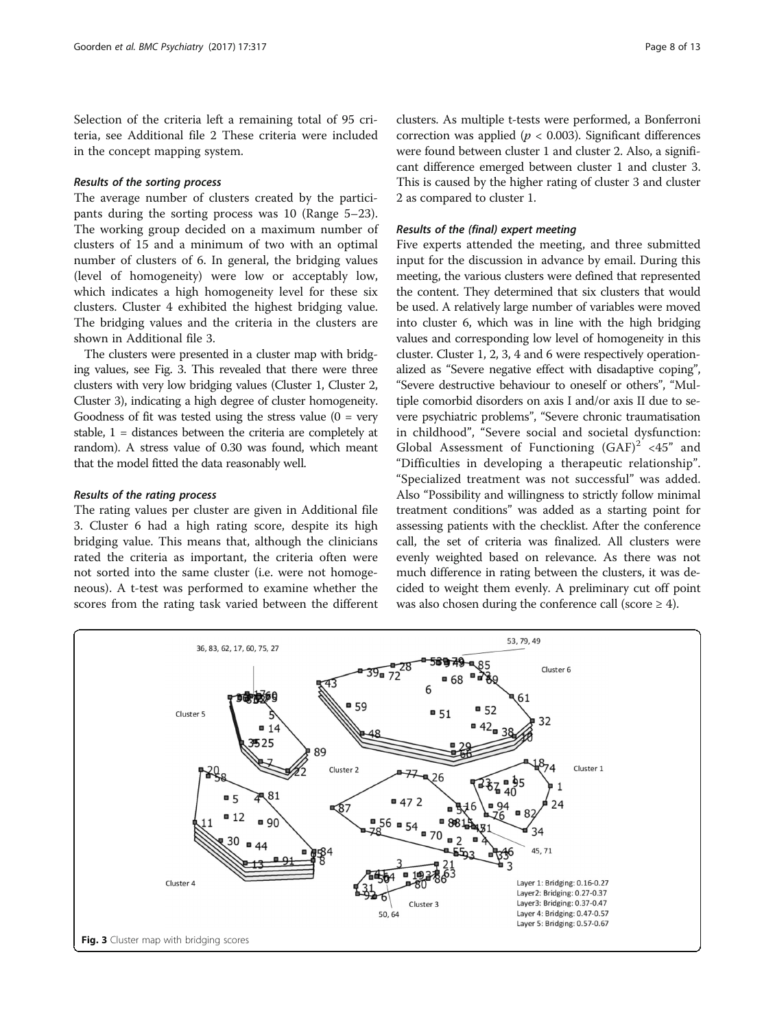Selection of the criteria left a remaining total of 95 criteria, see Additional file 2 These criteria were included in the concept mapping system.

#### *Results of the sorting process*

The average number of clusters created by the participants during the sorting process was 10 (Range 5–23). The working group decided on a maximum number of clusters of 15 and a minimum of two with an optimal number of clusters of 6. In general, the bridging values (level of homogeneity) were low or acceptably low, which indicates a high homogeneity level for these six clusters. Cluster 4 exhibited the highest bridging value. The bridging values and the criteria in the clusters are shown in Additional file 3.

The clusters were presented in a cluster map with bridging values, see Fig. 3. This revealed that there were three clusters with very low bridging values (Cluster 1, Cluster 2, Cluster 3), indicating a high degree of cluster homogeneity. Goodness of fit was tested using the stress value (0 = very stable, 1 = distances between the criteria are completely at random). A stress value of 0.30 was found, which meant that the model fitted the data reasonably well.

#### *Results of the rating process*

The rating values per cluster are given in Additional file 3. Cluster 6 had a high rating score, despite its high bridging value. This means that, although the clinicians rated the criteria as important, the criteria often were not sorted into the same cluster (i.e. were not homogeneous). A t-test was performed to examine whether the scores from the rating task varied between the different clusters. As multiple t-tests were performed, a Bonferroni correction was applied ($p < 0.003$). Significant differences were found between cluster 1 and cluster 2. Also, a significant difference emerged between cluster 1 and cluster 3. This is caused by the higher rating of cluster 3 and cluster 2 as compared to cluster 1.

#### *Results of the (final) expert meeting*

Five experts attended the meeting, and three submitted input for the discussion in advance by email. During this meeting, the various clusters were defined that represented the content. They determined that six clusters that would be used. A relatively large number of variables were moved into cluster 6, which was in line with the high bridging values and corresponding low level of homogeneity in this cluster. Cluster 1, 2, 3, 4 and 6 were respectively operationalized as "Severe negative effect with disadaptive coping", "Severe destructive behaviour to oneself or others", "Multiple comorbid disorders on axis I and/or axis II due to severe psychiatric problems", "Severe chronic traumatisation in childhood", "Severe social and societal dysfunction: Global Assessment of Functioning (GAF)[2] <45" and "Difficulties in developing a therapeutic relationship". "Specialized treatment was not successful" was added. Also "Possibility and willingness to strictly follow minimal treatment conditions" was added as a starting point for assessing patients with the checklist. After the conference call, the set of criteria was finalized. All clusters were evenly weighted based on relevance. As there was not much difference in rating between the clusters, it was decided to weight them evenly. A preliminary cut off point was also chosen during the conference call (score ≥ 4).

**Fig. 3** Cluster map with bridging scores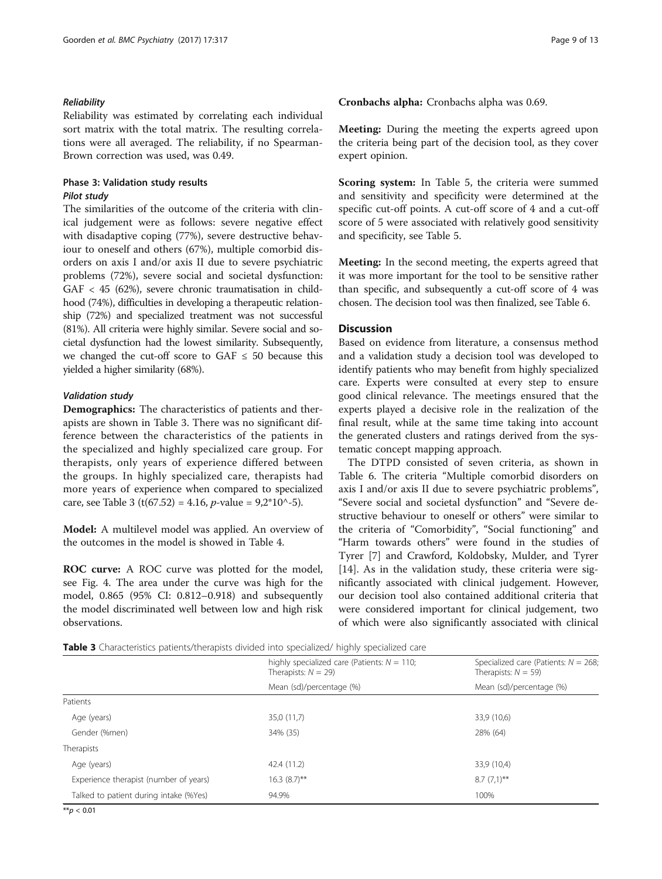#### Reliability

Reliability was estimated by correlating each individual sort matrix with the total matrix. The resulting correlations were all averaged. The reliability, if no Spearman-Brown correction was used, was 0.49.

### Phase 3: Validation study results

#### Pilot study

The similarities of the outcome of the criteria with clinical judgement were as follows: severe negative effect with disadaptive coping (77%), severe destructive behaviour to oneself and others (67%), multiple comorbid disorders on axis I and/or axis II due to severe psychiatric problems (72%), severe social and societal dysfunction: GAF < 45 (62%), severe chronic traumatisation in childhood (74%), difficulties in developing a therapeutic relationship (72%) and specialized treatment was not successful (81%). All criteria were highly similar. Severe social and societal dysfunction had the lowest similarity. Subsequently, we changed the cut-off score to GAF ≤ 50 because this yielded a higher similarity (68%).

#### Validation study

**Demographics:** The characteristics of patients and therapists are shown in Table 3. There was no significant difference between the characteristics of the patients in the specialized and highly specialized care group. For therapists, only years of experience differed between the groups. In highly specialized care, therapists had more years of experience when compared to specialized care, see Table 3 ($t(67.52) = 4.16$, *p*-value = $9{,}2*10^{-5}$).

**Model:** A multilevel model was applied. An overview of the outcomes in the model is showed in Table 4.

**ROC curve:** A ROC curve was plotted for the model, see Fig. 4. The area under the curve was high for the model, 0.865 (95% CI: 0.812–0.918) and subsequently the model discriminated well between low and high risk observations.

**Cronbachs alpha:** Cronbachs alpha was 0.69.

**Meeting:** During the meeting the experts agreed upon the criteria being part of the decision tool, as they cover expert opinion.

**Scoring system:** In Table 5, the criteria were summed and sensitivity and specificity were determined at the specific cut-off points. A cut-off score of 4 and a cut-off score of 5 were associated with relatively good sensitivity and specificity, see Table 5.

**Meeting:** In the second meeting, the experts agreed that it was more important for the tool to be sensitive rather than specific, and subsequently a cut-off score of 4 was chosen. The decision tool was then finalized, see Table 6.

## Discussion

Based on evidence from literature, a consensus method and a validation study a decision tool was developed to identify patients who may benefit from highly specialized care. Experts were consulted at every step to ensure good clinical relevance. The meetings ensured that the experts played a decisive role in the realization of the final result, while at the same time taking into account the generated clusters and ratings derived from the systematic concept mapping approach.

The DTPD consisted of seven criteria, as shown in Table 6. The criteria "Multiple comorbid disorders on axis I and/or axis II due to severe psychiatric problems", "Severe social and societal dysfunction" and "Severe destructive behaviour to oneself or others" were similar to the criteria of "Comorbidity", "Social functioning" and "Harm towards others" were found in the studies of Tyrer [7] and Crawford, Koldobsky, Mulder, and Tyrer [14]. As in the validation study, these criteria were significantly associated with clinical judgement. However, our decision tool also contained additional criteria that were considered important for clinical judgement, two of which were also significantly associated with clinical

**Table 3** Characteristics patients/therapists divided into specialized/ highly specialized care

| | highly specialized care (Patients: $N = 110$; Therapists: $N = 29$) | Specialized care (Patients: $N = 268$; Therapists: $N = 59$) |
|---|---|---|
| | Mean (sd)/percentage (%) | Mean (sd)/percentage (%) |
| Patients | | |
| Age (years) | 35,0 (11,7) | 33,9 (10,6) |
| Gender (%men) | 34% (35) | 28% (64) |
| Therapists | | |
| Age (years) | 42.4 (11.2) | 33,9 (10,4) |
| Experience therapist (number of years) | 16.3 (8.7)** | 8.7 (7,1)** |
| Talked to patient during intake (%Yes) | 94.9% | 100% |

**$p < 0.01$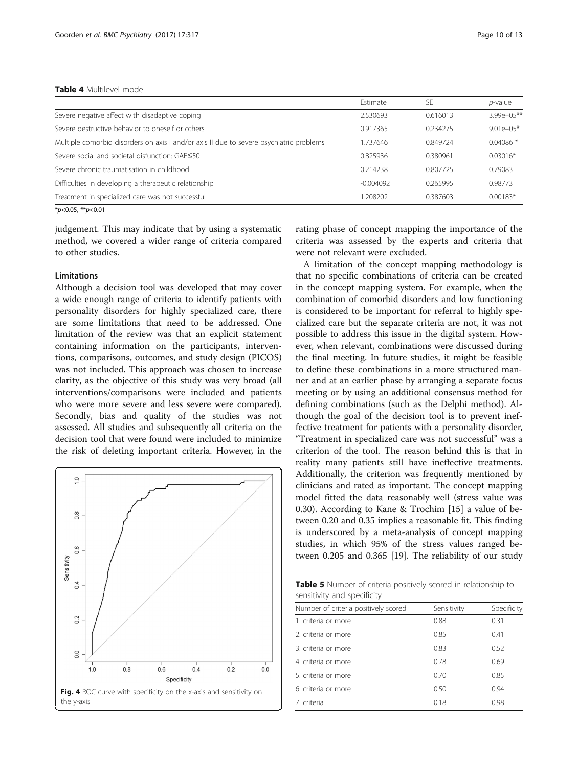**Table 4** Multilevel model

| | Estimate | SE | *p*-value |
|---|---|---|---|
| Severe negative affect with disadaptive coping | 2.530693 | 0.616013 | 3.99e–05** |
| Severe destructive behavior to oneself or others | 0.917365 | 0.234275 | 9.01e–05* |
| Multiple comorbid disorders on axis I and/or axis II due to severe psychiatric problems | 1.737646 | 0.849724 | 0.04086 * |
| Severe social and societal disfunction: GAF≤50 | 0.825936 | 0.380961 | 0.03016* |
| Severe chronic traumatisation in childhood | 0.214238 | 0.807725 | 0.79083 |
| Difficulties in developing a therapeutic relationship | -0.004092 | 0.265995 | 0.98773 |
| Treatment in specialized care was not successful | 1.208202 | 0.387603 | 0.00183* |

*$p<0.05$, **$p<0.01$

judgement. This may indicate that by using a systematic method, we covered a wider range of criteria compared to other studies.

### Limitations

Although a decision tool was developed that may cover a wide enough range of criteria to identify patients with personality disorders for highly specialized care, there are some limitations that need to be addressed. One limitation of the review was that an explicit statement containing information on the participants, interventions, comparisons, outcomes, and study design (PICOS) was not included. This approach was chosen to increase clarity, as the objective of this study was very broad (all interventions/comparisons were included and patients who were more severe and less severe were compared). Secondly, bias and quality of the studies was not assessed. All studies and subsequently all criteria on the decision tool that were found were included to minimize the risk of deleting important criteria. However, in the rating phase of concept mapping the importance of the criteria was assessed by the experts and criteria that were not relevant were excluded.

A limitation of the concept mapping methodology is that no specific combinations of criteria can be created in the concept mapping system. For example, when the combination of comorbid disorders and low functioning is considered to be important for referral to highly specialized care but the separate criteria are not, it was not possible to address this issue in the digital system. However, when relevant, combinations were discussed during the final meeting. In future studies, it might be feasible to define these combinations in a more structured manner and at an earlier phase by arranging a separate focus meeting or by using an additional consensus method for defining combinations (such as the Delphi method). Although the goal of the decision tool is to prevent ineffective treatment for patients with a personality disorder, "Treatment in specialized care was not successful" was a criterion of the tool. The reason behind this is that in reality many patients still have ineffective treatments. Additionally, the criterion was frequently mentioned by clinicians and rated as important. The concept mapping model fitted the data reasonably well (stress value was 0.30). According to Kane & Trochim [15] a value of between 0.20 and 0.35 implies a reasonable fit. This finding is underscored by a meta-analysis of concept mapping studies, in which 95% of the stress values ranged between 0.205 and 0.365 [19]. The reliability of our study

**Fig. 4** ROC curve with specificity on the x-axis and sensitivity on the y-axis

**Table 5** Number of criteria positively scored in relationship to sensitivity and specificity

| Number of criteria positively scored | Sensitivity | Specificity |
|---|---|---|
| 1. criteria or more | 0.88 | 0.31 |
| 2. criteria or more | 0.85 | 0.41 |
| 3. criteria or more | 0.83 | 0.52 |
| 4. criteria or more | 0.78 | 0.69 |
| 5. criteria or more | 0.70 | 0.85 |
| 6. criteria or more | 0.50 | 0.94 |
| 7. criteria | 0.18 | 0.98 |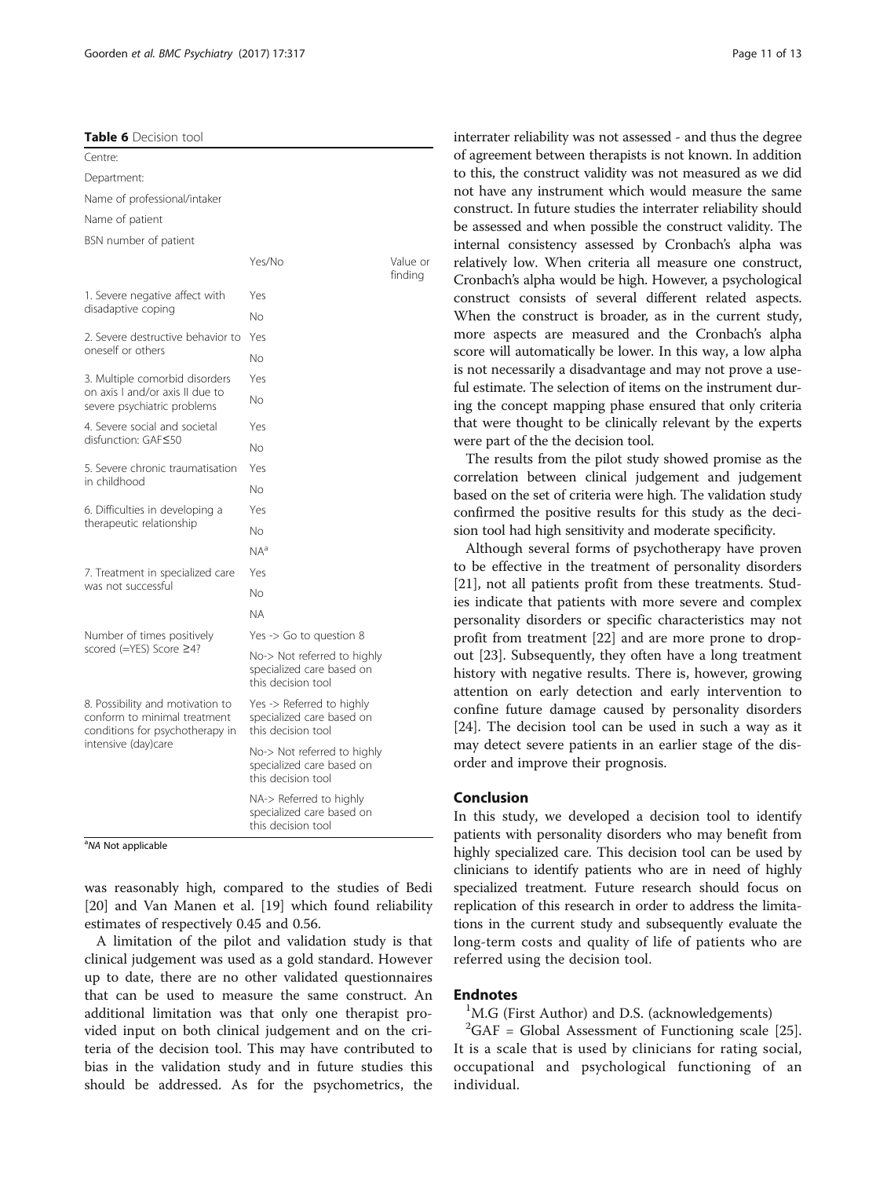**Table 6** Decision tool

| | | |
|---|---|---|
| Centre: | | |
| Department: | | |
| Name of professional/intaker | | |
| Name of patient | | |
| BSN number of patient | | |
| | Yes/No | Value or finding |
| 1. Severe negative affect with disadaptive coping | Yes | |
| | No | |
| 2. Severe destructive behavior to oneself or others | Yes | |
| | No | |
| 3. Multiple comorbid disorders on axis I and/or axis II due to severe psychiatric problems | Yes | |
| | No | |
| 4. Severe social and societal disfunction: GAF≤50 | Yes | |
| | No | |
| 5. Severe chronic traumatisation in childhood | Yes | |
| | No | |
| 6. Difficulties in developing a therapeutic relationship | Yes | |
| | No | |
| | NA[a] | |
| 7. Treatment in specialized care was not successful | Yes | |
| | No | |
| | NA | |
| Number of times positively scored (=YES) Score ≥4? | Yes -> Go to question 8 | |
| | No-> Not referred to highly specialized care based on this decision tool | |
| 8. Possibility and motivation to conform to minimal treatment conditions for psychotherapy in intensive (day)care | Yes -> Referred to highly specialized care based on this decision tool | |
| | No-> Not referred to highly specialized care based on this decision tool | |
| | NA-> Referred to highly specialized care based on this decision tool | |

[a]*NA* Not applicable

was reasonably high, compared to the studies of Bedi [20] and Van Manen et al. [19] which found reliability estimates of respectively 0.45 and 0.56.

A limitation of the pilot and validation study is that clinical judgement was used as a gold standard. However up to date, there are no other validated questionnaires that can be used to measure the same construct. An additional limitation was that only one therapist provided input on both clinical judgement and on the criteria of the decision tool. This may have contributed to bias in the validation study and in future studies this should be addressed. As for the psychometrics, the interrater reliability was not assessed - and thus the degree of agreement between therapists is not known. In addition to this, the construct validity was not measured as we did not have any instrument which would measure the same construct. In future studies the interrater reliability should be assessed and when possible the construct validity. The internal consistency assessed by Cronbach's alpha was relatively low. When criteria all measure one construct, Cronbach's alpha would be high. However, a psychological construct consists of several different related aspects. When the construct is broader, as in the current study, more aspects are measured and the Cronbach's alpha score will automatically be lower. In this way, a low alpha is not necessarily a disadvantage and may not prove a useful estimate. The selection of items on the instrument during the concept mapping phase ensured that only criteria that were thought to be clinically relevant by the experts were part of the the decision tool.

The results from the pilot study showed promise as the correlation between clinical judgement and judgement based on the set of criteria were high. The validation study confirmed the positive results for this study as the decision tool had high sensitivity and moderate specificity.

Although several forms of psychotherapy have proven to be effective in the treatment of personality disorders [21], not all patients profit from these treatments. Studies indicate that patients with more severe and complex personality disorders or specific characteristics may not profit from treatment [22] and are more prone to dropout [23]. Subsequently, they often have a long treatment history with negative results. There is, however, growing attention on early detection and early intervention to confine future damage caused by personality disorders [24]. The decision tool can be used in such a way as it may detect severe patients in an earlier stage of the disorder and improve their prognosis.

## Conclusion

In this study, we developed a decision tool to identify patients with personality disorders who may benefit from highly specialized care. This decision tool can be used by clinicians to identify patients who are in need of highly specialized treatment. Future research should focus on replication of this research in order to address the limitations in the current study and subsequently evaluate the long-term costs and quality of life of patients who are referred using the decision tool.

## Endnotes

[1]M.G (First Author) and D.S. (acknowledgements)

[2]GAF = Global Assessment of Functioning scale [25]. It is a scale that is used by clinicians for rating social, occupational and psychological functioning of an individual.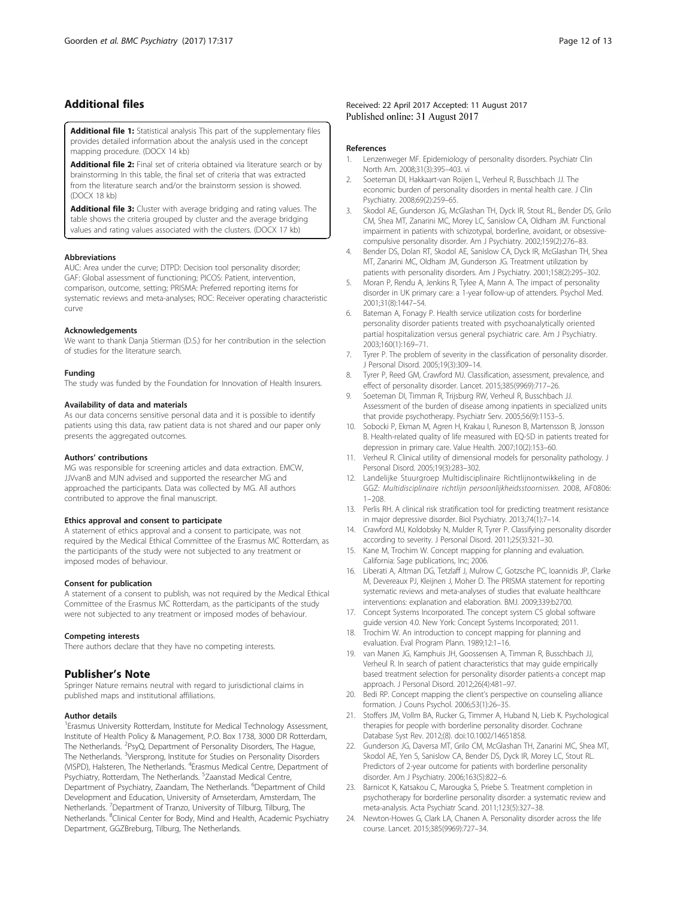## Additional files

**Additional file 1:** Statistical analysis This part of the supplementary files provides detailed information about the analysis used in the concept mapping procedure. (DOCX 14 kb)

**Additional file 2:** Final set of criteria obtained via literature search or by brainstorming In this table, the final set of criteria that was extracted from the literature search and/or the brainstorm session is showed. (DOCX 18 kb)

**Additional file 3:** Cluster with average bridging and rating values. The table shows the criteria grouped by cluster and the average bridging values and rating values associated with the clusters. (DOCX 17 kb)

#### Abbreviations

AUC: Area under the curve; DTPD: Decision tool personality disorder; GAF: Global assessment of functioning; PICOS: Patient, intervention, comparison, outcome, setting; PRISMA: Preferred reporting items for systematic reviews and meta-analyses; ROC: Receiver operating characteristic curve

#### Acknowledgements

We want to thank Danja Stierman (D.S.) for her contribution in the selection of studies for the literature search.

#### Funding

The study was funded by the Foundation for Innovation of Health Insurers.

#### Availability of data and materials

As our data concerns sensitive personal data and it is possible to identify patients using this data, raw patient data is not shared and our paper only presents the aggregated outcomes.

#### Authors' contributions

MG was responsible for screening articles and data extraction. EMCW, JJVvanB and MJN advised and supported the researcher MG and approached the participants. Data was collected by MG. All authors contributed to approve the final manuscript.

#### Ethics approval and consent to participate

A statement of ethics approval and a consent to participate, was not required by the Medical Ethical Committee of the Erasmus MC Rotterdam, as the participants of the study were not subjected to any treatment or imposed modes of behaviour.

#### Consent for publication

A statement of a consent to publish, was not required by the Medical Ethical Committee of the Erasmus MC Rotterdam, as the participants of the study were not subjected to any treatment or imposed modes of behaviour.

#### Competing interests

There authors declare that they have no competing interests.

## Publisher's Note

Springer Nature remains neutral with regard to jurisdictional claims in published maps and institutional affiliations.

#### Author details

[1]Erasmus University Rotterdam, Institute for Medical Technology Assessment, Institute of Health Policy & Management, P.O. Box 1738, 3000 DR Rotterdam, The Netherlands. [2]PsyQ, Department of Personality Disorders, The Hague, The Netherlands. [3]Viersprong, Institute for Studies on Personality Disorders (VISPD), Halsteren, The Netherlands. [4]Erasmus Medical Centre, Department of Psychiatry, Rotterdam, The Netherlands. [5]Zaanstad Medical Centre, Department of Psychiatry, Zaandam, The Netherlands. [6]Department of Child Development and Education, University of Amseterdam, Amsterdam, The Netherlands. [7]Department of Tranzo, University of Tilburg, Tilburg, The Netherlands. [8]Clinical Center for Body, Mind and Health, Academic Psychiatry Department, GGZBreburg, Tilburg, The Netherlands.

Received: 22 April 2017 Accepted: 11 August 2017
Published online: 31 August 2017

#### References

1. Lenzenweger MF. Epidemiology of personality disorders. Psychiatr Clin North Am. 2008;31(3):395–403. vi
2. Soeteman DI, Hakkaart-van Roijen L, Verheul R, Busschbach JJ. The economic burden of personality disorders in mental health care. J Clin Psychiatry. 2008;69(2):259–65.
3. Skodol AE, Gunderson JG, McGlashan TH, Dyck IR, Stout RL, Bender DS, Grilo CM, Shea MT, Zanarini MC, Morey LC, Sanislow CA, Oldham JM. Functional impairment in patients with schizotypal, borderline, avoidant, or obsessive-compulsive personality disorder. Am J Psychiatry. 2002;159(2):276–83.
4. Bender DS, Dolan RT, Skodol AE, Sanislow CA, Dyck IR, McGlashan TH, Shea MT, Zanarini MC, Oldham JM, Gunderson JG. Treatment utilization by patients with personality disorders. Am J Psychiatry. 2001;158(2):295–302.
5. Moran P, Rendu A, Jenkins R, Tylee A, Mann A. The impact of personality disorder in UK primary care: a 1-year follow-up of attenders. Psychol Med. 2001;31(8):1447–54.
6. Bateman A, Fonagy P. Health service utilization costs for borderline personality disorder patients treated with psychoanalytically oriented partial hospitalization versus general psychiatric care. Am J Psychiatry. 2003;160(1):169–71.
7. Tyrer P. The problem of severity in the classification of personality disorder. J Personal Disord. 2005;19(3):309–14.
8. Tyrer P, Reed GM, Crawford MJ. Classification, assessment, prevalence, and effect of personality disorder. Lancet. 2015;385(9969):717–26.
9. Soeteman DI, Timman R, Trijsburg RW, Verheul R, Busschbach JJ. Assessment of the burden of disease among inpatients in specialized units that provide psychotherapy. Psychiatr Serv. 2005;56(9):1153–5.
10. Sobocki P, Ekman M, Agren H, Krakau I, Runeson B, Martensson B, Jonsson B. Health-related quality of life measured with EQ-5D in patients treated for depression in primary care. Value Health. 2007;10(2):153–60.
11. Verheul R. Clinical utility of dimensional models for personality pathology. J Personal Disord. 2005;19(3):283–302.
12. Landelijke Stuurgroep Multidisciplinaire Richtlijnontwikkeling in de GGZ: *Multidisciplinaire richtlijn persoonlijkheidsstoornissen.* 2008, AF0806: 1–208.
13. Perlis RH. A clinical risk stratification tool for predicting treatment resistance in major depressive disorder. Biol Psychiatry. 2013;74(1):7–14.
14. Crawford MJ, Koldobsky N, Mulder R, Tyrer P. Classifying personality disorder according to severity. J Personal Disord. 2011;25(3):321–30.
15. Kane M, Trochim W. Concept mapping for planning and evaluation. California: Sage publications, Inc; 2006.
16. Liberati A, Altman DG, Tetzlaff J, Mulrow C, Gotzsche PC, Ioannidis JP, Clarke M, Devereaux PJ, Kleijnen J, Moher D. The PRISMA statement for reporting systematic reviews and meta-analyses of studies that evaluate healthcare interventions: explanation and elaboration. BMJ. 2009;339:b2700.
17. Concept Systems Incorporated. The concept system CS global software guide version 4.0. New York: Concept Systems Incorporated; 2011.
18. Trochim W. An introduction to concept mapping for planning and evaluation. Eval Program Plann. 1989;12:1–16.
19. van Manen JG, Kamphuis JH, Goossensen A, Timman R, Busschbach JJ, Verheul R. In search of patient characteristics that may guide empirically based treatment selection for personality disorder patients-a concept map approach. J Personal Disord. 2012;26(4):481–97.
20. Bedi RP. Concept mapping the client's perspective on counseling alliance formation. J Couns Psychol. 2006;53(1):26–35.
21. Stoffers JM, Vollm BA, Rucker G, Timmer A, Huband N, Lieb K. Psychological therapies for people with borderline personality disorder. Cochrane Database Syst Rev. 2012;(8). doi:10.1002/14651858.
22. Gunderson JG, Daversa MT, Grilo CM, McGlashan TH, Zanarini MC, Shea MT, Skodol AE, Yen S, Sanislow CA, Bender DS, Dyck IR, Morey LC, Stout RL. Predictors of 2-year outcome for patients with borderline personality disorder. Am J Psychiatry. 2006;163(5):822–6.
23. Barnicot K, Katsakou C, Marougka S, Priebe S. Treatment completion in psychotherapy for borderline personality disorder: a systematic review and meta-analysis. Acta Psychiatr Scand. 2011;123(5):327–38.
24. Newton-Howes G, Clark LA, Chanen A. Personality disorder across the life course. Lancet. 2015;385(9969):727–34.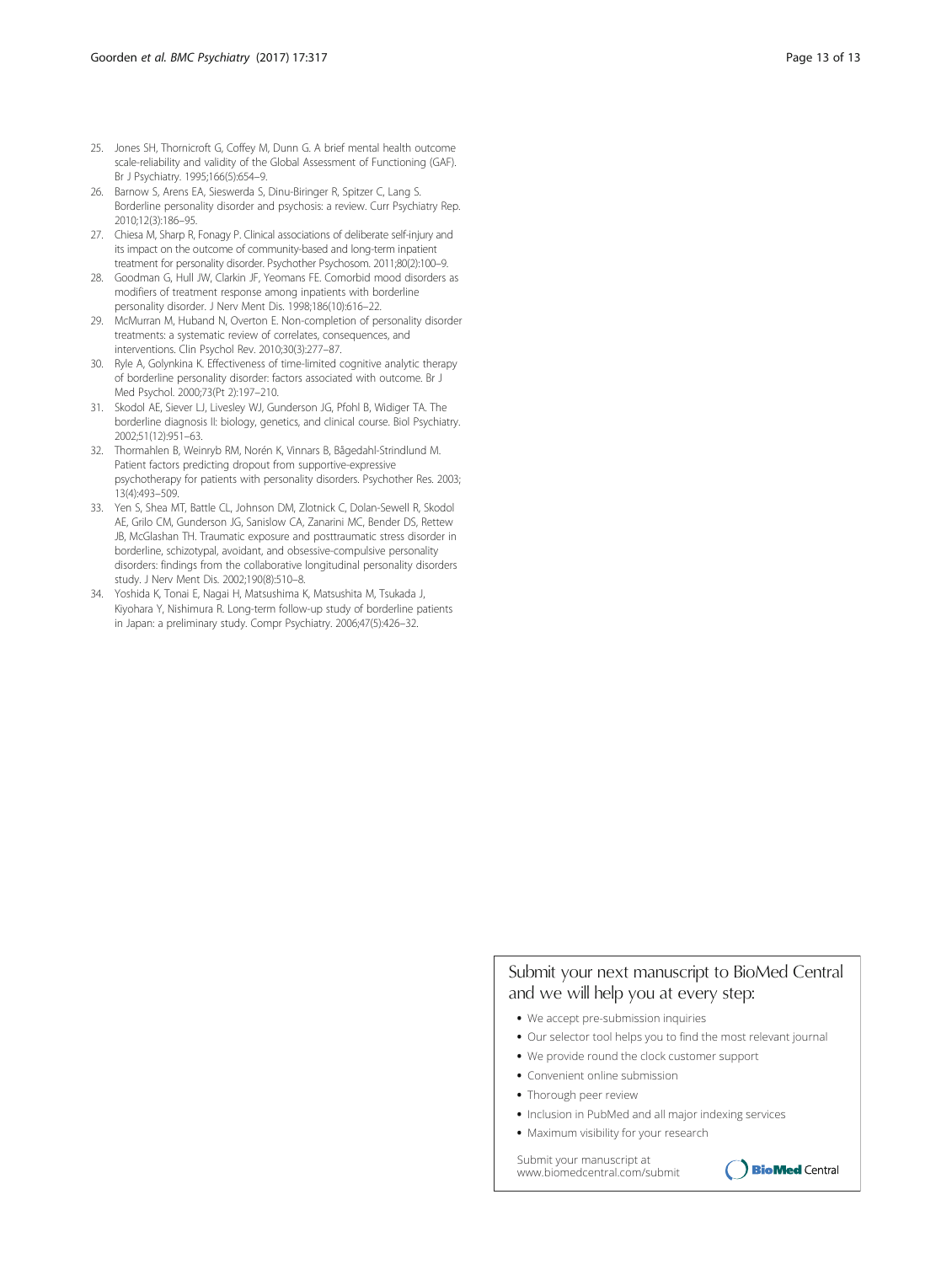25. Jones SH, Thornicroft G, Coffey M, Dunn G. A brief mental health outcome scale-reliability and validity of the Global Assessment of Functioning (GAF). Br J Psychiatry. 1995;166(5):654–9.
26. Barnow S, Arens EA, Sieswerda S, Dinu-Biringer R, Spitzer C, Lang S. Borderline personality disorder and psychosis: a review. Curr Psychiatry Rep. 2010;12(3):186–95.
27. Chiesa M, Sharp R, Fonagy P. Clinical associations of deliberate self-injury and its impact on the outcome of community-based and long-term inpatient treatment for personality disorder. Psychother Psychosom. 2011;80(2):100–9.
28. Goodman G, Hull JW, Clarkin JF, Yeomans FE. Comorbid mood disorders as modifiers of treatment response among inpatients with borderline personality disorder. J Nerv Ment Dis. 1998;186(10):616–22.
29. McMurran M, Huband N, Overton E. Non-completion of personality disorder treatments: a systematic review of correlates, consequences, and interventions. Clin Psychol Rev. 2010;30(3):277–87.
30. Ryle A, Golynkina K. Effectiveness of time-limited cognitive analytic therapy of borderline personality disorder: factors associated with outcome. Br J Med Psychol. 2000;73(Pt 2):197–210.
31. Skodol AE, Siever LJ, Livesley WJ, Gunderson JG, Pfohl B, Widiger TA. The borderline diagnosis II: biology, genetics, and clinical course. Biol Psychiatry. 2002;51(12):951–63.
32. Thormahlen B, Weinryb RM, Norén K, Vinnars B, Bågedahl-Strindlund M. Patient factors predicting dropout from supportive-expressive psychotherapy for patients with personality disorders. Psychother Res. 2003; 13(4):493–509.
33. Yen S, Shea MT, Battle CL, Johnson DM, Zlotnick C, Dolan-Sewell R, Skodol AE, Grilo CM, Gunderson JG, Sanislow CA, Zanarini MC, Bender DS, Rettew JB, McGlashan TH. Traumatic exposure and posttraumatic stress disorder in borderline, schizotypal, avoidant, and obsessive-compulsive personality disorders: findings from the collaborative longitudinal personality disorders study. J Nerv Ment Dis. 2002;190(8):510–8.
34. Yoshida K, Tonai E, Nagai H, Matsushima K, Matsushita M, Tsukada J, Kiyohara Y, Nishimura R. Long-term follow-up study of borderline patients in Japan: a preliminary study. Compr Psychiatry. 2006;47(5):426–32.

Submit your next manuscript to BioMed Central and we will help you at every step:

- We accept pre-submission inquiries
- Our selector tool helps you to find the most relevant journal
- We provide round the clock customer support
- Convenient online submission
- Thorough peer review
- Inclusion in PubMed and all major indexing services
- Maximum visibility for your research

Submit your manuscript at www.biomedcentral.com/submit

BioMed Central